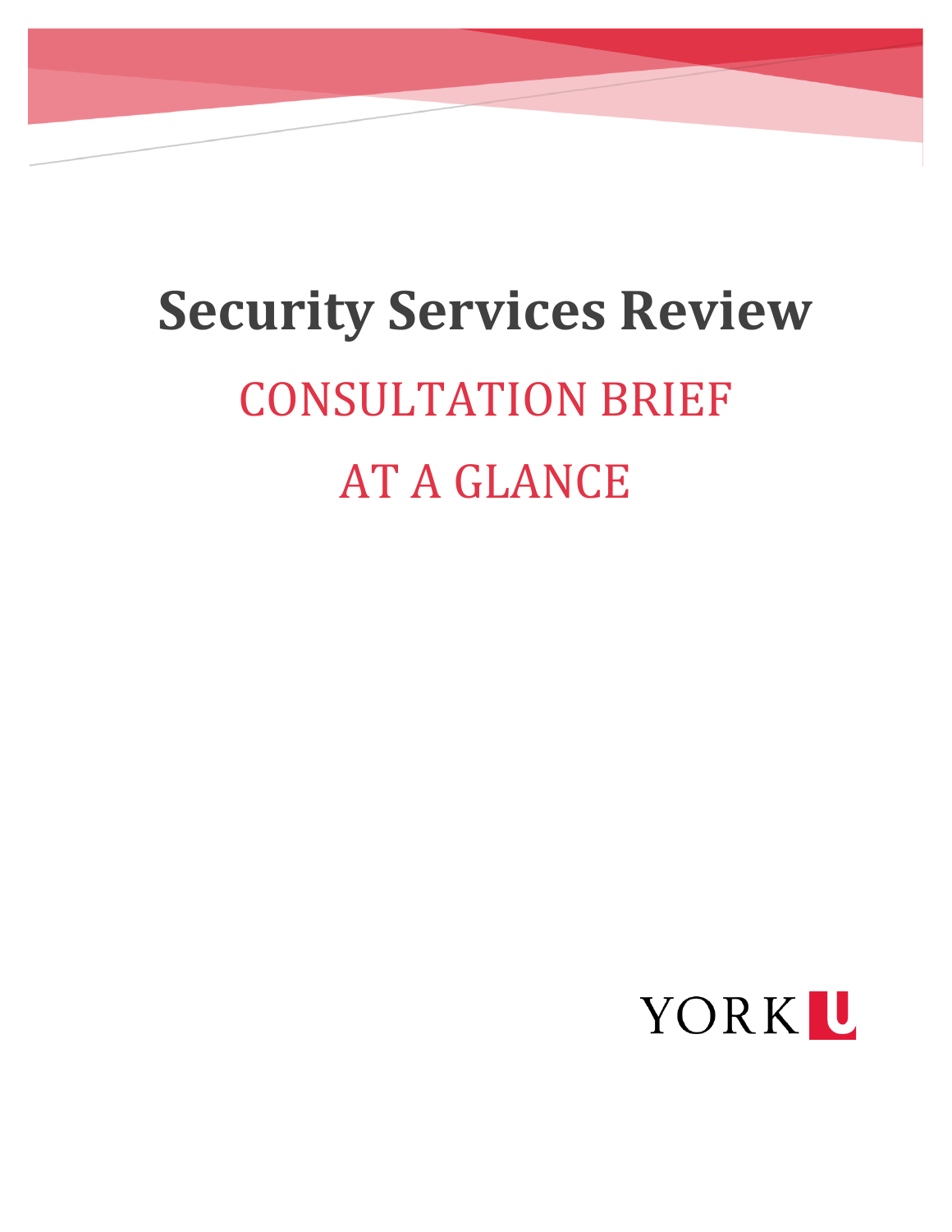# Security Services Review

## CONSULTATION BRIEF

## AT A GLANCE

YORK U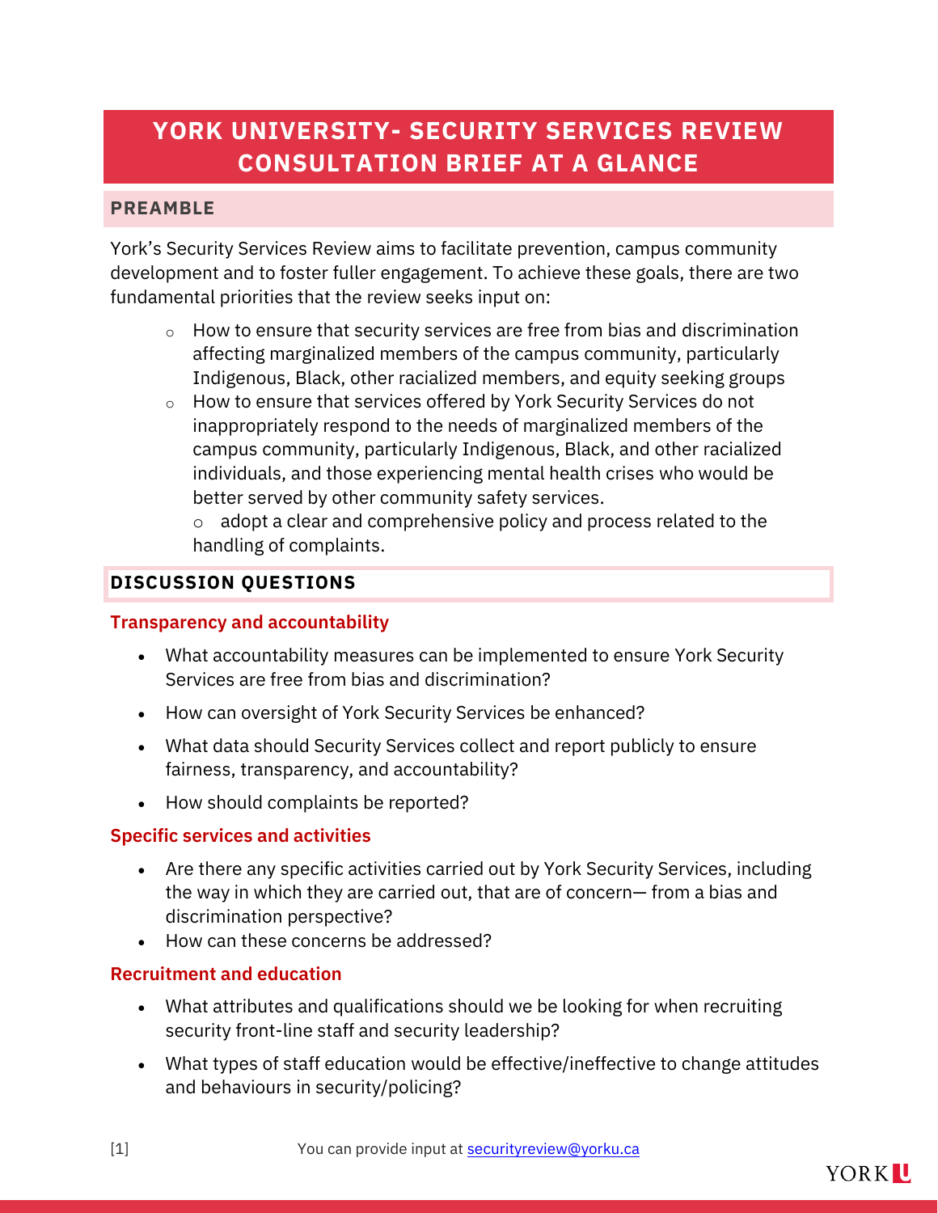# YORK UNIVERSITY- SECURITY SERVICES REVIEW CONSULTATION BRIEF AT A GLANCE

## PREAMBLE

York's Security Services Review aims to facilitate prevention, campus community development and to foster fuller engagement. To achieve these goals, there are two fundamental priorities that the review seeks input on:

- How to ensure that security services are free from bias and discrimination affecting marginalized members of the campus community, particularly Indigenous, Black, other racialized members, and equity seeking groups
- How to ensure that services offered by York Security Services do not inappropriately respond to the needs of marginalized members of the campus community, particularly Indigenous, Black, and other racialized individuals, and those experiencing mental health crises who would be better served by other community safety services.
  - adopt a clear and comprehensive policy and process related to the handling of complaints.

## DISCUSSION QUESTIONS

### Transparency and accountability

- What accountability measures can be implemented to ensure York Security Services are free from bias and discrimination?
- How can oversight of York Security Services be enhanced?
- What data should Security Services collect and report publicly to ensure fairness, transparency, and accountability?
- How should complaints be reported?

### Specific services and activities

- Are there any specific activities carried out by York Security Services, including the way in which they are carried out, that are of concern— from a bias and discrimination perspective?
- How can these concerns be addressed?

### Recruitment and education

- What attributes and qualifications should we be looking for when recruiting security front-line staff and security leadership?
- What types of staff education would be effective/ineffective to change attitudes and behaviours in security/policing?

You can provide input at securityreview@yorku.ca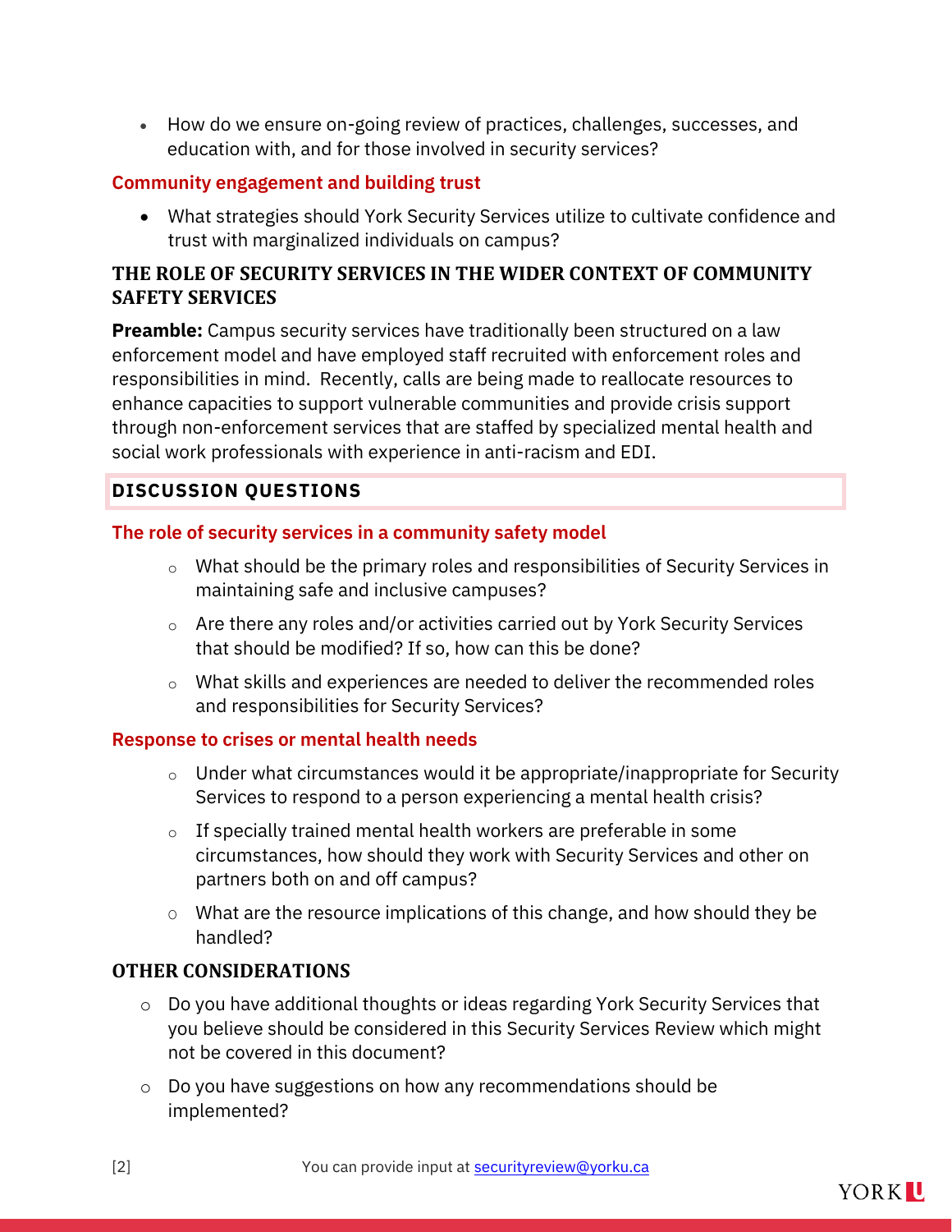- How do we ensure on-going review of practices, challenges, successes, and education with, and for those involved in security services?

**Community engagement and building trust**

- What strategies should York Security Services utilize to cultivate confidence and trust with marginalized individuals on campus?

## THE ROLE OF SECURITY SERVICES IN THE WIDER CONTEXT OF COMMUNITY SAFETY SERVICES

**Preamble:** Campus security services have traditionally been structured on a law enforcement model and have employed staff recruited with enforcement roles and responsibilities in mind. Recently, calls are being made to reallocate resources to enhance capacities to support vulnerable communities and provide crisis support through non-enforcement services that are staffed by specialized mental health and social work professionals with experience in anti-racism and EDI.

### DISCUSSION QUESTIONS

**The role of security services in a community safety model**

- What should be the primary roles and responsibilities of Security Services in maintaining safe and inclusive campuses?
- Are there any roles and/or activities carried out by York Security Services that should be modified? If so, how can this be done?
- What skills and experiences are needed to deliver the recommended roles and responsibilities for Security Services?

**Response to crises or mental health needs**

- Under what circumstances would it be appropriate/inappropriate for Security Services to respond to a person experiencing a mental health crisis?
- If specially trained mental health workers are preferable in some circumstances, how should they work with Security Services and other on partners both on and off campus?
- What are the resource implications of this change, and how should they be handled?

## OTHER CONSIDERATIONS

- Do you have additional thoughts or ideas regarding York Security Services that you believe should be considered in this Security Services Review which might not be covered in this document?
- Do you have suggestions on how any recommendations should be implemented?

You can provide input at securityreview@yorku.ca